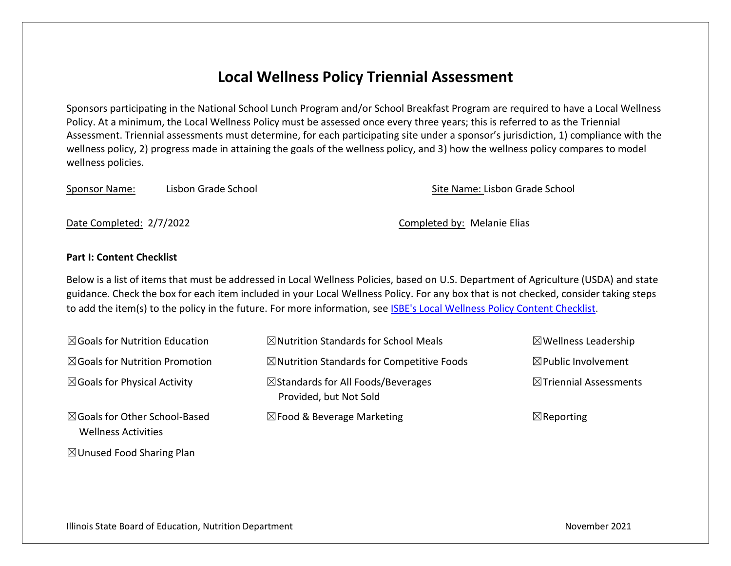# Local Wellness Policy Triennial Assessment

Sponsors participating in the National School Lunch Program and/or School Breakfast Program are required to have a Local Wellness Policy. At a minimum, the Local Wellness Policy must be assessed once every three years; this is referred to as the Triennial Assessment. Triennial assessments must determine, for each participating site under a sponsor's jurisdiction, 1) compliance with the wellness policy, 2) progress made in attaining the goals of the wellness policy, and 3) how the wellness policy compares to model wellness policies.

Sponsor Name: Lisbon Grade School

Site Name: Lisbon Grade School

Date Completed: 2/7/2022

Completed by: Melanie Elias

**Part I: Content Checklist**

Below is a list of items that must be addressed in Local Wellness Policies, based on U.S. Department of Agriculture (USDA) and state guidance. Check the box for each item included in your Local Wellness Policy. For any box that is not checked, consider taking steps to add the item(s) to the policy in the future. For more information, see ISBE's Local Wellness Policy Content Checklist.

- ☒ Goals for Nutrition Education
- ☒ Goals for Nutrition Promotion
- ☒ Goals for Physical Activity
- ☒ Goals for Other School-Based Wellness Activities
- ☒ Unused Food Sharing Plan
- ☒ Nutrition Standards for School Meals
- ☒ Nutrition Standards for Competitive Foods
- ☒ Standards for All Foods/Beverages Provided, but Not Sold
- ☒ Food & Beverage Marketing
- ☒ Wellness Leadership
- ☒ Public Involvement
- ☒ Triennial Assessments
- ☒ Reporting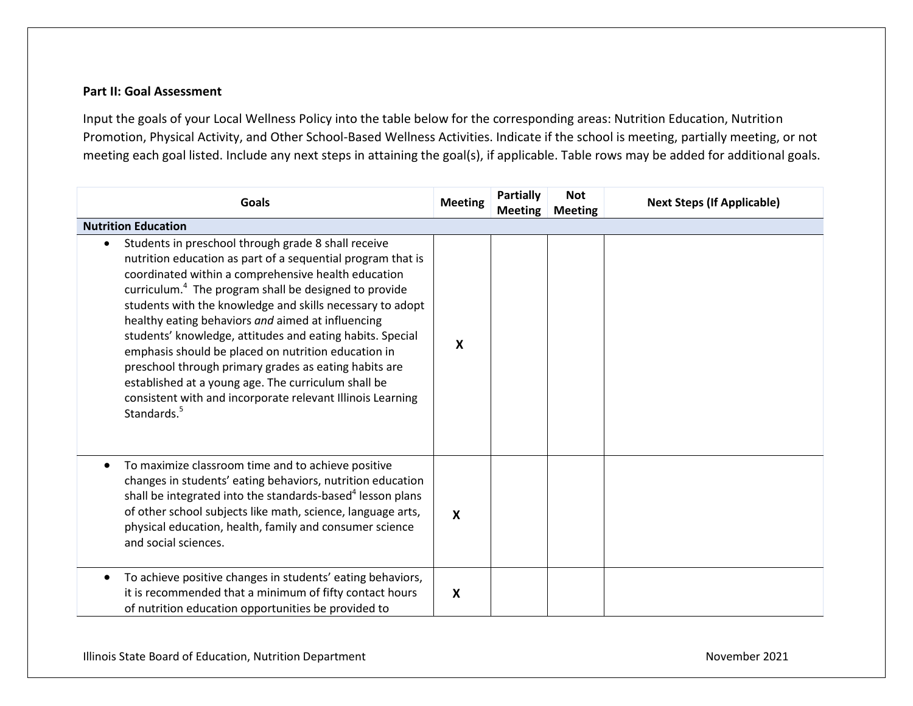**Part II: Goal Assessment**

Input the goals of your Local Wellness Policy into the table below for the corresponding areas: Nutrition Education, Nutrition Promotion, Physical Activity, and Other School-Based Wellness Activities. Indicate if the school is meeting, partially meeting, or not meeting each goal listed. Include any next steps in attaining the goal(s), if applicable. Table rows may be added for additional goals.

| Goals | Meeting | Partially Meeting | Not Meeting | Next Steps (If Applicable) |
|---|---|---|---|---|
| **Nutrition Education** | | | | |
| • Students in preschool through grade 8 shall receive nutrition education as part of a sequential program that is coordinated within a comprehensive health education curriculum.[4] The program shall be designed to provide students with the knowledge and skills necessary to adopt healthy eating behaviors *and* aimed at influencing students' knowledge, attitudes and eating habits. Special emphasis should be placed on nutrition education in preschool through primary grades as eating habits are established at a young age. The curriculum shall be consistent with and incorporate relevant Illinois Learning Standards.[5] | X | | | |
| • To maximize classroom time and to achieve positive changes in students' eating behaviors, nutrition education shall be integrated into the standards-based[4] lesson plans of other school subjects like math, science, language arts, physical education, health, family and consumer science and social sciences. | X | | | |
| • To achieve positive changes in students' eating behaviors, it is recommended that a minimum of fifty contact hours of nutrition education opportunities be provided to | X | | | |

Illinois State Board of Education, Nutrition Department November 2021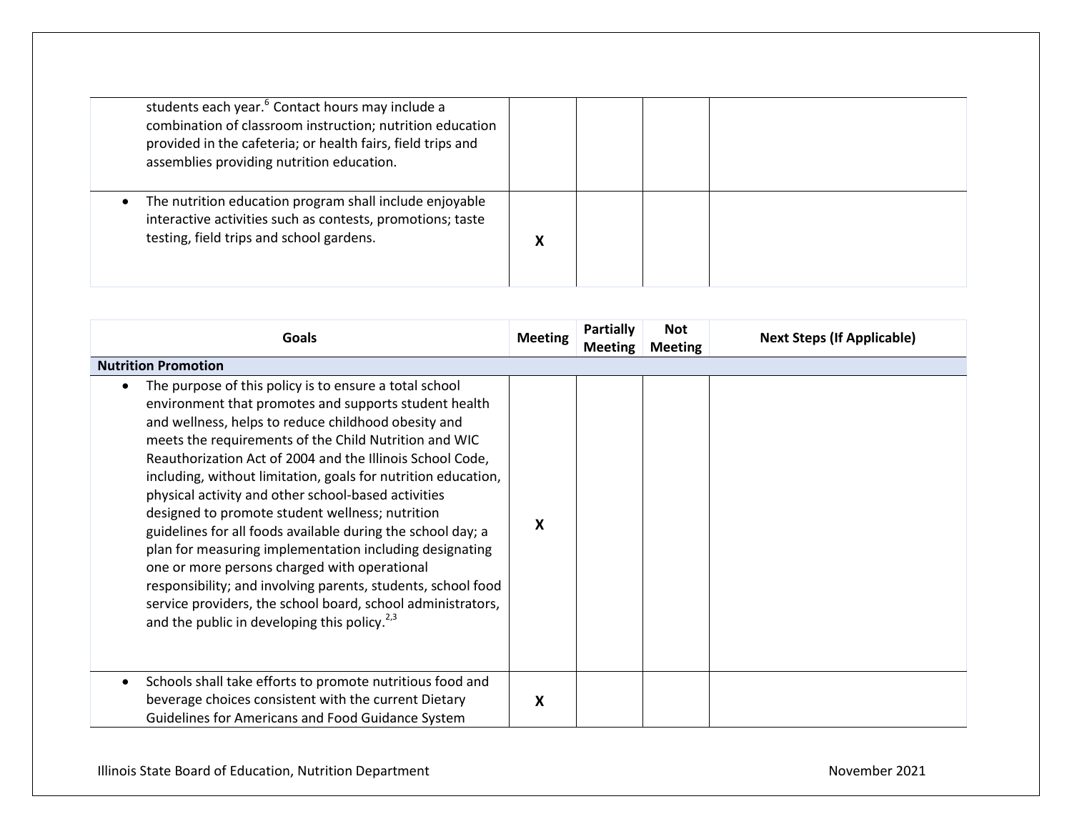| | | | | |
|---|---|---|---|---|
| students each year.[6] Contact hours may include a combination of classroom instruction; nutrition education provided in the cafeteria; or health fairs, field trips and assemblies providing nutrition education. | | | | |
| • The nutrition education program shall include enjoyable interactive activities such as contests, promotions; taste testing, field trips and school gardens. | X | | | |

| Goals | Meeting | Partially Meeting | Not Meeting | Next Steps (If Applicable) |
|---|---|---|---|---|
| **Nutrition Promotion** | | | | |
| • The purpose of this policy is to ensure a total school environment that promotes and supports student health and wellness, helps to reduce childhood obesity and meets the requirements of the Child Nutrition and WIC Reauthorization Act of 2004 and the Illinois School Code, including, without limitation, goals for nutrition education, physical activity and other school-based activities designed to promote student wellness; nutrition guidelines for all foods available during the school day; a plan for measuring implementation including designating one or more persons charged with operational responsibility; and involving parents, students, school food service providers, the school board, school administrators, and the public in developing this policy.[2,3] | X | | | |
| • Schools shall take efforts to promote nutritious food and beverage choices consistent with the current Dietary Guidelines for Americans and Food Guidance System | X | | | |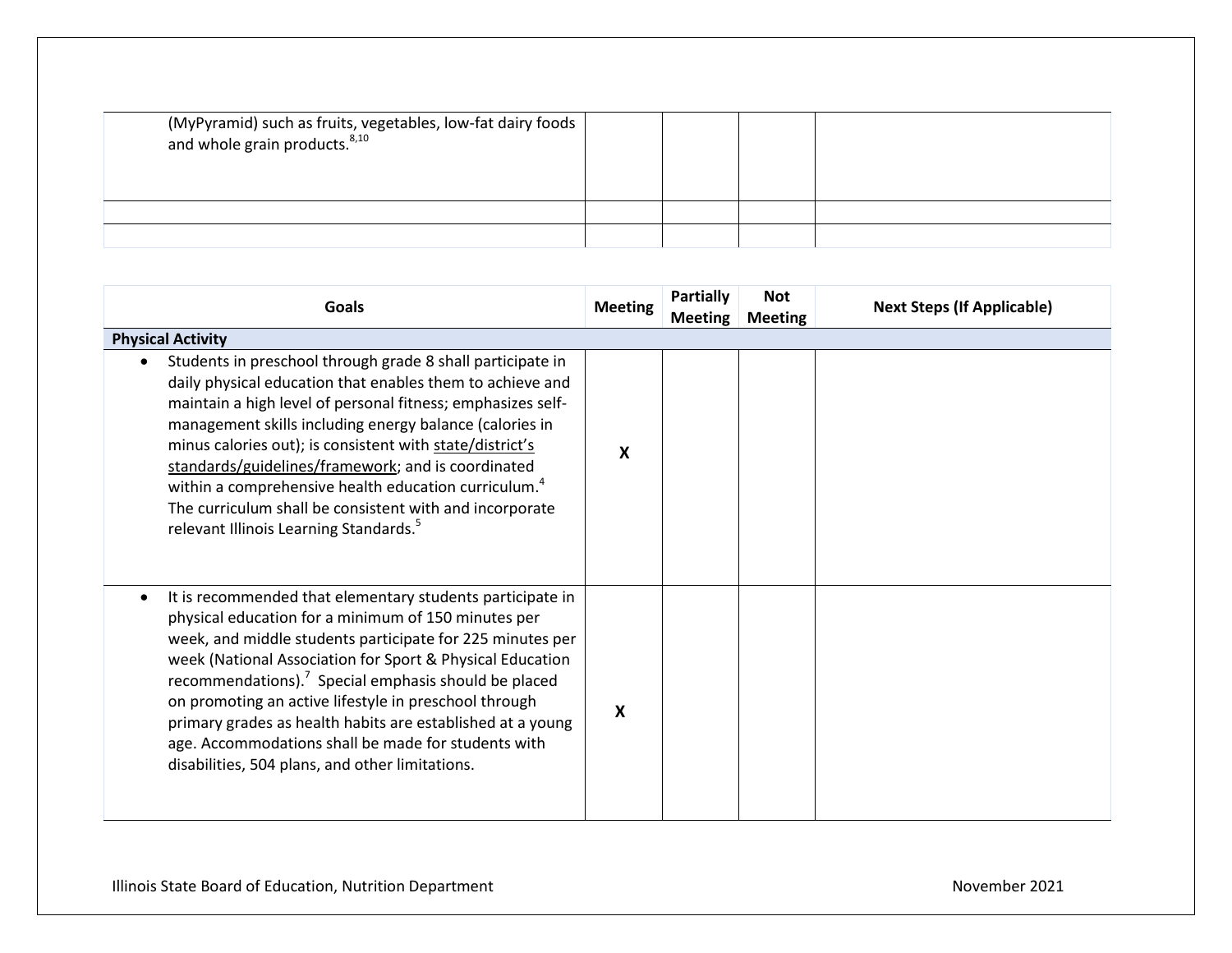| | | | | |
|---|---|---|---|---|
| (MyPyramid) such as fruits, vegetables, low-fat dairy foods and whole grain products.[8,10] | | | | |
| | | | | |
| | | | | |

| Goals | Meeting | Partially Meeting | Not Meeting | Next Steps (If Applicable) |
|---|---|---|---|---|
| **Physical Activity** | | | | |
| • Students in preschool through grade 8 shall participate in daily physical education that enables them to achieve and maintain a high level of personal fitness; emphasizes self-management skills including energy balance (calories in minus calories out); is consistent with state/district's standards/guidelines/framework; and is coordinated within a comprehensive health education curriculum.[4] The curriculum shall be consistent with and incorporate relevant Illinois Learning Standards.[5] | **X** | | | |
| • It is recommended that elementary students participate in physical education for a minimum of 150 minutes per week, and middle students participate for 225 minutes per week (National Association for Sport & Physical Education recommendations).[7] Special emphasis should be placed on promoting an active lifestyle in preschool through primary grades as health habits are established at a young age. Accommodations shall be made for students with disabilities, 504 plans, and other limitations. | **X** | | | |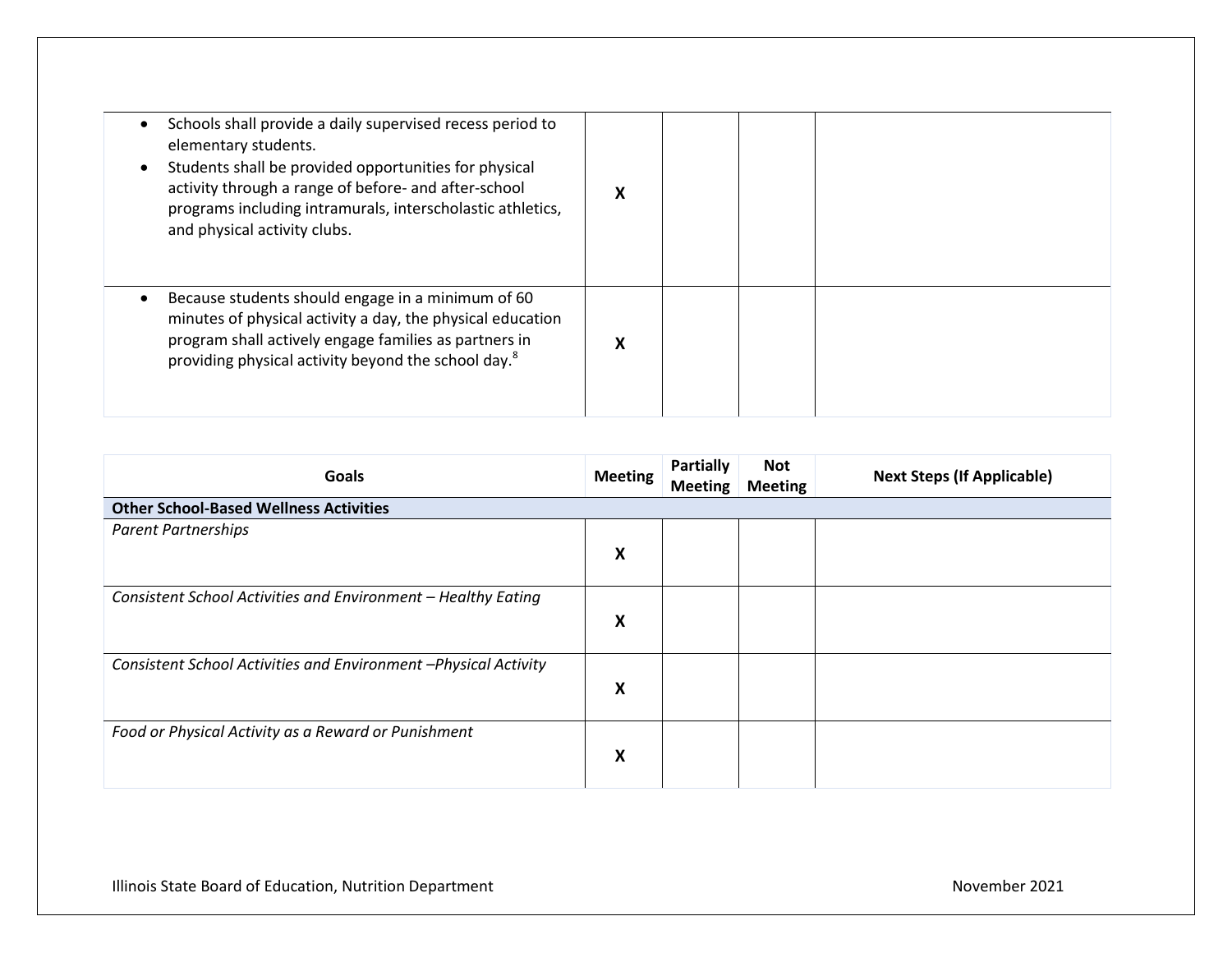| | | | | |
|---|---|---|---|---|
| • Schools shall provide a daily supervised recess period to elementary students.<br>• Students shall be provided opportunities for physical activity through a range of before- and after-school programs including intramurals, interscholastic athletics, and physical activity clubs. | **X** | | | |
| • Because students should engage in a minimum of 60 minutes of physical activity a day, the physical education program shall actively engage families as partners in providing physical activity beyond the school day.[8] | **X** | | | |

| Goals | Meeting | Partially Meeting | Not Meeting | Next Steps (If Applicable) |
|---|---|---|---|---|
| **Other School-Based Wellness Activities** | | | | |
| *Parent Partnerships* | **X** | | | |
| *Consistent School Activities and Environment – Healthy Eating* | **X** | | | |
| *Consistent School Activities and Environment –Physical Activity* | **X** | | | |
| *Food or Physical Activity as a Reward or Punishment* | **X** | | | |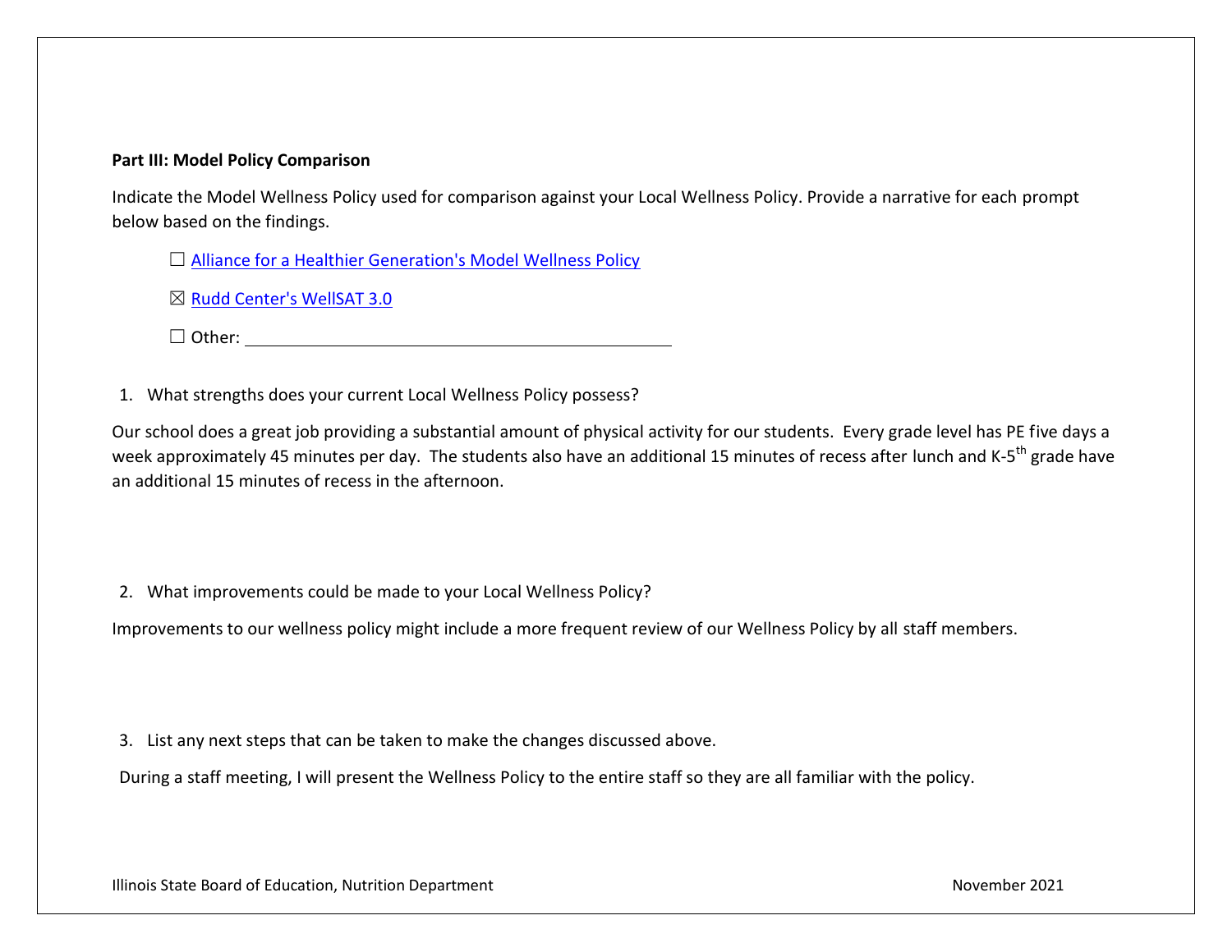**Part III: Model Policy Comparison**

Indicate the Model Wellness Policy used for comparison against your Local Wellness Policy. Provide a narrative for each prompt below based on the findings.

☐ Alliance for a Healthier Generation's Model Wellness Policy

☒ Rudd Center's WellSAT 3.0

☐ Other: ____________________________________________

1. What strengths does your current Local Wellness Policy possess?

Our school does a great job providing a substantial amount of physical activity for our students. Every grade level has PE five days a week approximately 45 minutes per day. The students also have an additional 15 minutes of recess after lunch and K-5th grade have an additional 15 minutes of recess in the afternoon.

2. What improvements could be made to your Local Wellness Policy?

Improvements to our wellness policy might include a more frequent review of our Wellness Policy by all staff members.

3. List any next steps that can be taken to make the changes discussed above.

During a staff meeting, I will present the Wellness Policy to the entire staff so they are all familiar with the policy.